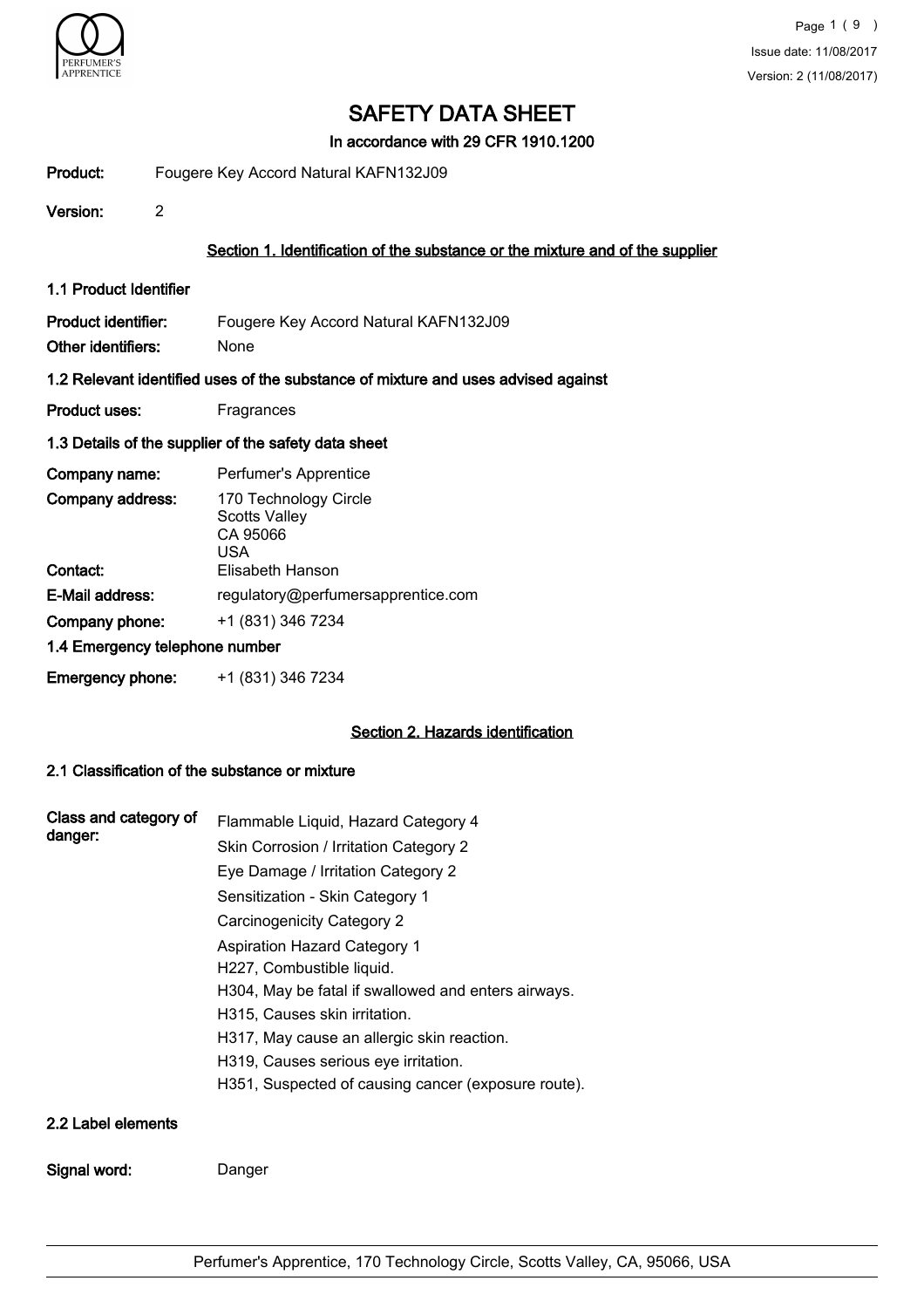# SAFETY DATA SHEET

**In accordance with 29 CFR 1910.1200**

**Product:** Fougere Key Accord Natural KAFN132J09

**Version:** 2

## Section 1. Identification of the substance or the mixture and of the supplier

### 1.1 Product Identifier

**Product identifier:** Fougere Key Accord Natural KAFN132J09

**Other identifiers:** None

### 1.2 Relevant identified uses of the substance of mixture and uses advised against

**Product uses:** Fragrances

### 1.3 Details of the supplier of the safety data sheet

**Company name:** Perfumer's Apprentice

**Company address:** 170 Technology Circle
Scotts Valley
CA 95066
USA

**Contact:** Elisabeth Hanson

**E-Mail address:** regulatory@perfumersapprentice.com

**Company phone:** +1 (831) 346 7234

### 1.4 Emergency telephone number

**Emergency phone:** +1 (831) 346 7234

## Section 2. Hazards identification

### 2.1 Classification of the substance or mixture

**Class and category of danger:**

Flammable Liquid, Hazard Category 4
Skin Corrosion / Irritation Category 2
Eye Damage / Irritation Category 2
Sensitization - Skin Category 1
Carcinogenicity Category 2
Aspiration Hazard Category 1
H227, Combustible liquid.
H304, May be fatal if swallowed and enters airways.
H315, Causes skin irritation.
H317, May cause an allergic skin reaction.
H319, Causes serious eye irritation.
H351, Suspected of causing cancer (exposure route).

### 2.2 Label elements

**Signal word:** Danger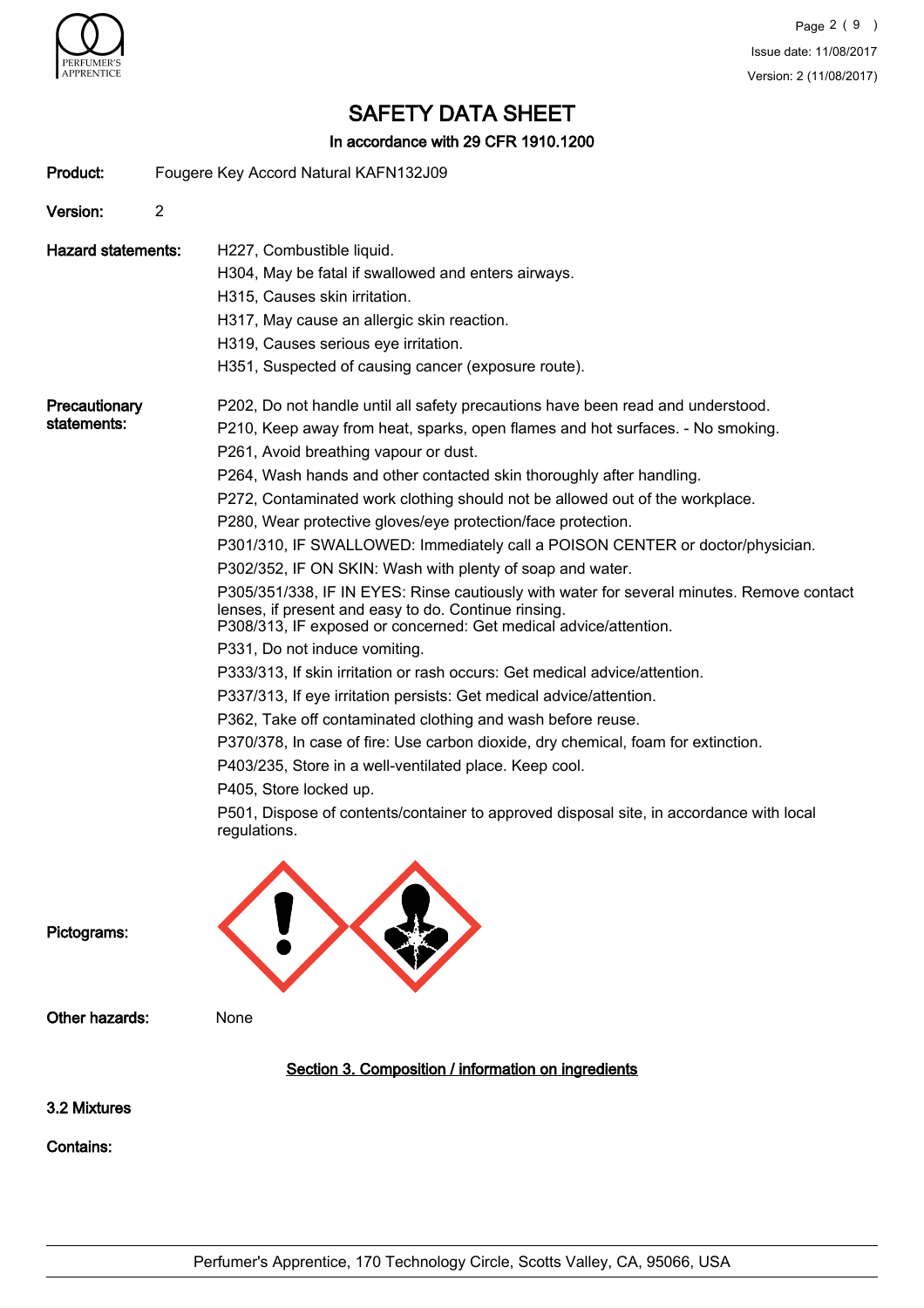# SAFETY DATA SHEET

**In accordance with 29 CFR 1910.1200**

**Product:** Fougere Key Accord Natural KAFN132J09

**Version:** 2

**Hazard statements:**

H227, Combustible liquid.
H304, May be fatal if swallowed and enters airways.
H315, Causes skin irritation.
H317, May cause an allergic skin reaction.
H319, Causes serious eye irritation.
H351, Suspected of causing cancer (exposure route).

**Precautionary statements:**

P202, Do not handle until all safety precautions have been read and understood.
P210, Keep away from heat, sparks, open flames and hot surfaces. - No smoking.
P261, Avoid breathing vapour or dust.
P264, Wash hands and other contacted skin thoroughly after handling.
P272, Contaminated work clothing should not be allowed out of the workplace.
P280, Wear protective gloves/eye protection/face protection.
P301/310, IF SWALLOWED: Immediately call a POISON CENTER or doctor/physician.
P302/352, IF ON SKIN: Wash with plenty of soap and water.
P305/351/338, IF IN EYES: Rinse cautiously with water for several minutes. Remove contact lenses, if present and easy to do. Continue rinsing.
P308/313, IF exposed or concerned: Get medical advice/attention.
P331, Do not induce vomiting.
P333/313, If skin irritation or rash occurs: Get medical advice/attention.
P337/313, If eye irritation persists: Get medical advice/attention.
P362, Take off contaminated clothing and wash before reuse.
P370/378, In case of fire: Use carbon dioxide, dry chemical, foam for extinction.
P403/235, Store in a well-ventilated place. Keep cool.
P405, Store locked up.
P501, Dispose of contents/container to approved disposal site, in accordance with local regulations.

**Pictograms:**

**Other hazards:** None

## Section 3. Composition / information on ingredients

**3.2 Mixtures**

**Contains:**

Perfumer's Apprentice, 170 Technology Circle, Scotts Valley, CA, 95066, USA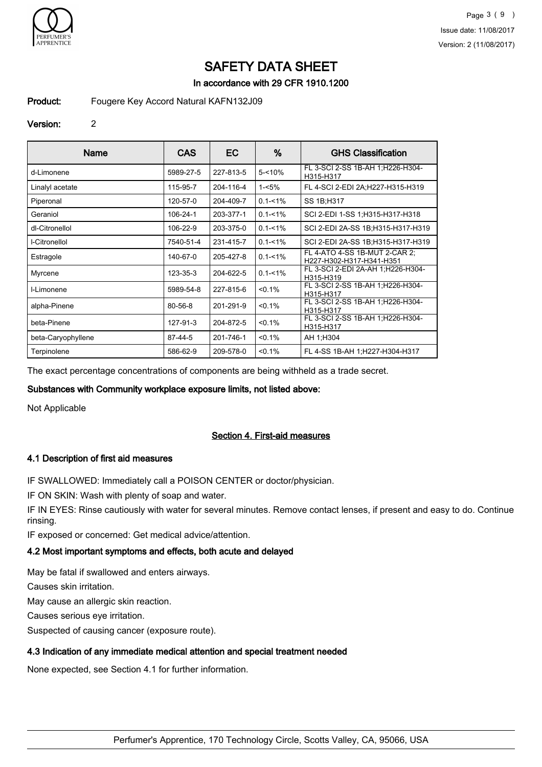# SAFETY DATA SHEET

In accordance with 29 CFR 1910.1200

**Product:** Fougere Key Accord Natural KAFN132J09

**Version:** 2

| Name | CAS | EC | % | GHS Classification |
|---|---|---|---|---|
| d-Limonene | 5989-27-5 | 227-813-5 | 5-<10% | FL 3-SCI 2-SS 1B-AH 1;H226-H304-H315-H317 |
| Linalyl acetate | 115-95-7 | 204-116-4 | 1-<5% | FL 4-SCI 2-EDI 2A;H227-H315-H319 |
| Piperonal | 120-57-0 | 204-409-7 | 0.1-<1% | SS 1B;H317 |
| Geraniol | 106-24-1 | 203-377-1 | 0.1-<1% | SCI 2-EDI 1-SS 1;H315-H317-H318 |
| dl-Citronellol | 106-22-9 | 203-375-0 | 0.1-<1% | SCI 2-EDI 2A-SS 1B;H315-H317-H319 |
| l-Citronellol | 7540-51-4 | 231-415-7 | 0.1-<1% | SCI 2-EDI 2A-SS 1B;H315-H317-H319 |
| Estragole | 140-67-0 | 205-427-8 | 0.1-<1% | FL 4-ATO 4-SS 1B-MUT 2-CAR 2;H227-H302-H317-H341-H351 |
| Myrcene | 123-35-3 | 204-622-5 | 0.1-<1% | FL 3-SCI 2-EDI 2A-AH 1;H226-H304-H315-H319 |
| l-Limonene | 5989-54-8 | 227-815-6 | <0.1% | FL 3-SCI 2-SS 1B-AH 1;H226-H304-H315-H317 |
| alpha-Pinene | 80-56-8 | 201-291-9 | <0.1% | FL 3-SCI 2-SS 1B-AH 1;H226-H304-H315-H317 |
| beta-Pinene | 127-91-3 | 204-872-5 | <0.1% | FL 3-SCI 2-SS 1B-AH 1;H226-H304-H315-H317 |
| beta-Caryophyllene | 87-44-5 | 201-746-1 | <0.1% | AH 1;H304 |
| Terpinolene | 586-62-9 | 209-578-0 | <0.1% | FL 4-SS 1B-AH 1;H227-H304-H317 |

The exact percentage concentrations of components are being withheld as a trade secret.

**Substances with Community workplace exposure limits, not listed above:**

Not Applicable

## Section 4. First-aid measures

### 4.1 Description of first aid measures

IF SWALLOWED: Immediately call a POISON CENTER or doctor/physician.

IF ON SKIN: Wash with plenty of soap and water.

IF IN EYES: Rinse cautiously with water for several minutes. Remove contact lenses, if present and easy to do. Continue rinsing.

IF exposed or concerned: Get medical advice/attention.

### 4.2 Most important symptoms and effects, both acute and delayed

May be fatal if swallowed and enters airways.

Causes skin irritation.

May cause an allergic skin reaction.

Causes serious eye irritation.

Suspected of causing cancer (exposure route).

### 4.3 Indication of any immediate medical attention and special treatment needed

None expected, see Section 4.1 for further information.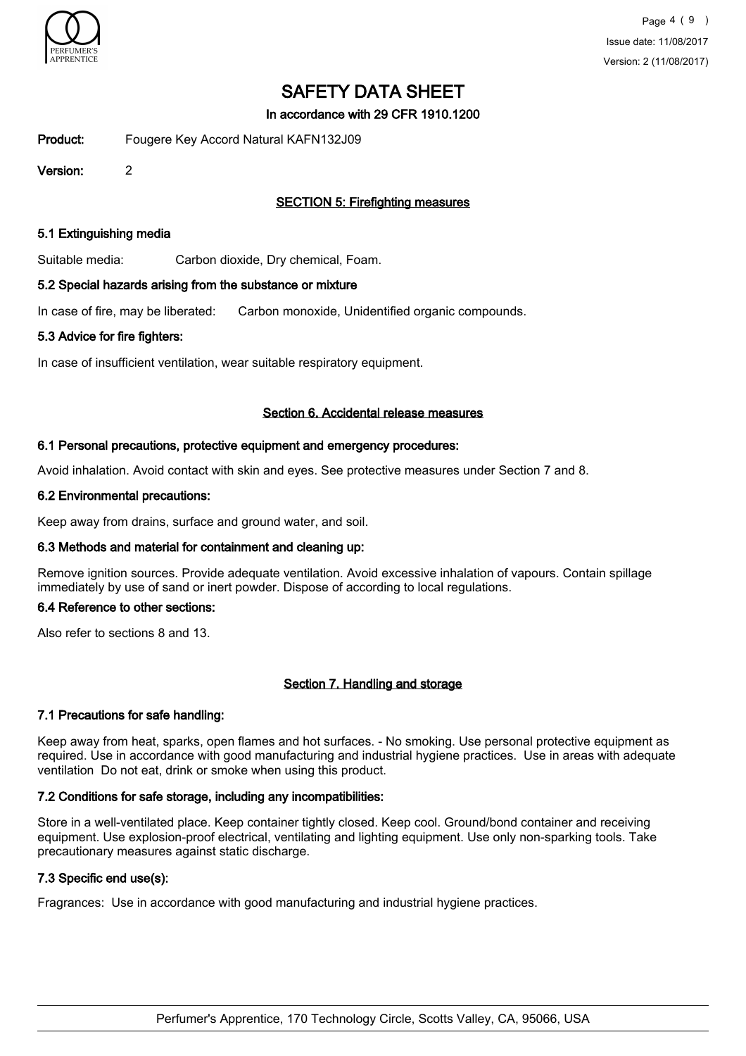# SAFETY DATA SHEET

**In accordance with 29 CFR 1910.1200**

**Product:** Fougere Key Accord Natural KAFN132J09

**Version:** 2

## SECTION 5: Firefighting measures

### 5.1 Extinguishing media

Suitable media: Carbon dioxide, Dry chemical, Foam.

### 5.2 Special hazards arising from the substance or mixture

In case of fire, may be liberated: Carbon monoxide, Unidentified organic compounds.

### 5.3 Advice for fire fighters:

In case of insufficient ventilation, wear suitable respiratory equipment.

## Section 6. Accidental release measures

### 6.1 Personal precautions, protective equipment and emergency procedures:

Avoid inhalation. Avoid contact with skin and eyes. See protective measures under Section 7 and 8.

### 6.2 Environmental precautions:

Keep away from drains, surface and ground water, and soil.

### 6.3 Methods and material for containment and cleaning up:

Remove ignition sources. Provide adequate ventilation. Avoid excessive inhalation of vapours. Contain spillage immediately by use of sand or inert powder. Dispose of according to local regulations.

### 6.4 Reference to other sections:

Also refer to sections 8 and 13.

## Section 7. Handling and storage

### 7.1 Precautions for safe handling:

Keep away from heat, sparks, open flames and hot surfaces. - No smoking. Use personal protective equipment as required. Use in accordance with good manufacturing and industrial hygiene practices. Use in areas with adequate ventilation Do not eat, drink or smoke when using this product.

### 7.2 Conditions for safe storage, including any incompatibilities:

Store in a well-ventilated place. Keep container tightly closed. Keep cool. Ground/bond container and receiving equipment. Use explosion-proof electrical, ventilating and lighting equipment. Use only non-sparking tools. Take precautionary measures against static discharge.

### 7.3 Specific end use(s):

Fragrances: Use in accordance with good manufacturing and industrial hygiene practices.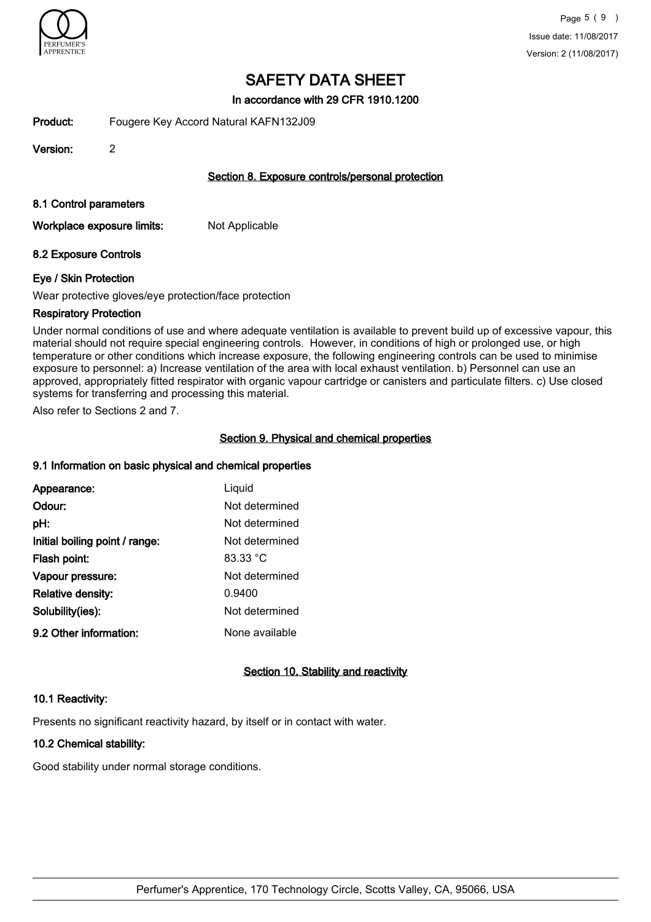# SAFETY DATA SHEET

In accordance with 29 CFR 1910.1200

**Product:** Fougere Key Accord Natural KAFN132J09

**Version:** 2

## Section 8. Exposure controls/personal protection

### 8.1 Control parameters

**Workplace exposure limits:** Not Applicable

### 8.2 Exposure Controls

#### Eye / Skin Protection

Wear protective gloves/eye protection/face protection

#### Respiratory Protection

Under normal conditions of use and where adequate ventilation is available to prevent build up of excessive vapour, this material should not require special engineering controls. However, in conditions of high or prolonged use, or high temperature or other conditions which increase exposure, the following engineering controls can be used to minimise exposure to personnel: a) Increase ventilation of the area with local exhaust ventilation. b) Personnel can use an approved, appropriately fitted respirator with organic vapour cartridge or canisters and particulate filters. c) Use closed systems for transferring and processing this material.

Also refer to Sections 2 and 7.

## Section 9. Physical and chemical properties

### 9.1 Information on basic physical and chemical properties

| | |
|---|---|
| **Appearance:** | Liquid |
| **Odour:** | Not determined |
| **pH:** | Not determined |
| **Initial boiling point / range:** | Not determined |
| **Flash point:** | 83.33 °C |
| **Vapour pressure:** | Not determined |
| **Relative density:** | 0.9400 |
| **Solubility(ies):** | Not determined |
| **9.2 Other information:** | None available |

## Section 10. Stability and reactivity

### 10.1 Reactivity:

Presents no significant reactivity hazard, by itself or in contact with water.

### 10.2 Chemical stability:

Good stability under normal storage conditions.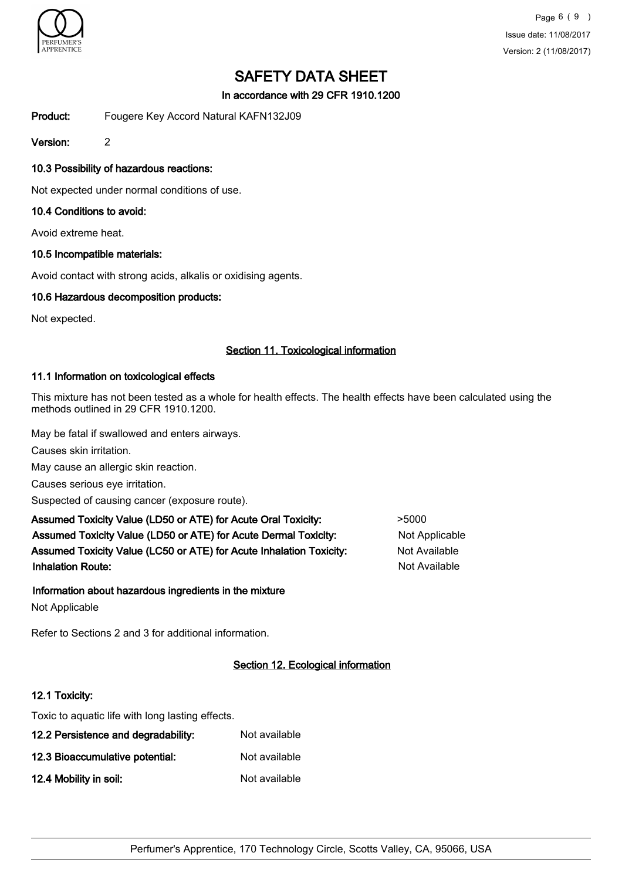# SAFETY DATA SHEET

**In accordance with 29 CFR 1910.1200**

**Product:** Fougere Key Accord Natural KAFN132J09

**Version:** 2

### 10.3 Possibility of hazardous reactions:

Not expected under normal conditions of use.

### 10.4 Conditions to avoid:

Avoid extreme heat.

### 10.5 Incompatible materials:

Avoid contact with strong acids, alkalis or oxidising agents.

### 10.6 Hazardous decomposition products:

Not expected.

## Section 11. Toxicological information

### 11.1 Information on toxicological effects

This mixture has not been tested as a whole for health effects. The health effects have been calculated using the methods outlined in 29 CFR 1910.1200.

May be fatal if swallowed and enters airways.

Causes skin irritation.

May cause an allergic skin reaction.

Causes serious eye irritation.

Suspected of causing cancer (exposure route).

| | |
|---|---|
| **Assumed Toxicity Value (LD50 or ATE) for Acute Oral Toxicity:** | >5000 |
| **Assumed Toxicity Value (LD50 or ATE) for Acute Dermal Toxicity:** | Not Applicable |
| **Assumed Toxicity Value (LC50 or ATE) for Acute Inhalation Toxicity:** | Not Available |
| **Inhalation Route:** | Not Available |

**Information about hazardous ingredients in the mixture**

Not Applicable

Refer to Sections 2 and 3 for additional information.

## Section 12. Ecological information

### 12.1 Toxicity:

Toxic to aquatic life with long lasting effects.

| | |
|---|---|
| **12.2 Persistence and degradability:** | Not available |
| **12.3 Bioaccumulative potential:** | Not available |
| **12.4 Mobility in soil:** | Not available |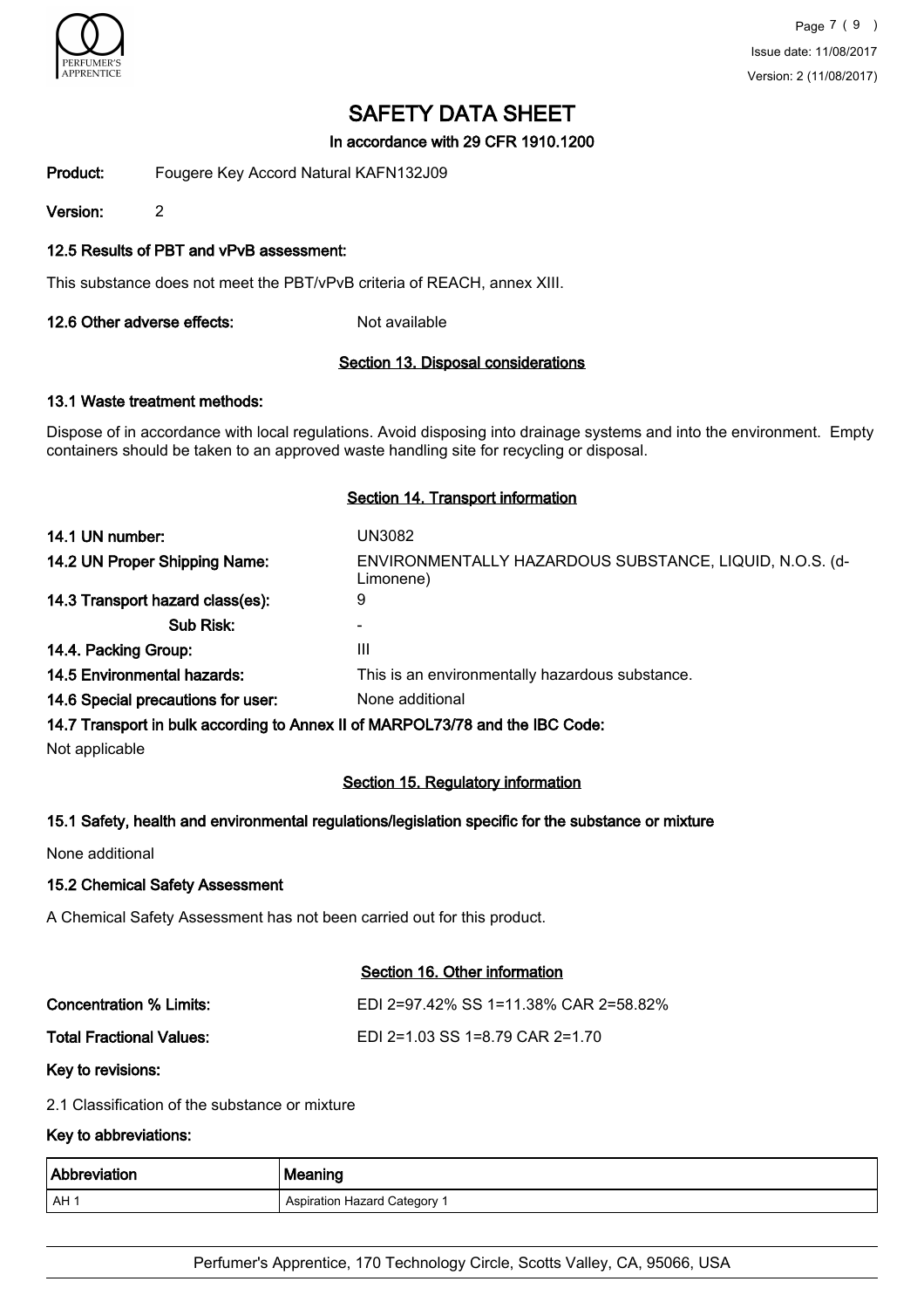# SAFETY DATA SHEET

In accordance with 29 CFR 1910.1200

**Product:** Fougere Key Accord Natural KAFN132J09

**Version:** 2

### 12.5 Results of PBT and vPvB assessment:

This substance does not meet the PBT/vPvB criteria of REACH, annex XIII.

**12.6 Other adverse effects:** Not available

## Section 13. Disposal considerations

### 13.1 Waste treatment methods:

Dispose of in accordance with local regulations. Avoid disposing into drainage systems and into the environment. Empty containers should be taken to an approved waste handling site for recycling or disposal.

## Section 14. Transport information

**14.1 UN number:** UN3082

**14.2 UN Proper Shipping Name:** ENVIRONMENTALLY HAZARDOUS SUBSTANCE, LIQUID, N.O.S. (d-Limonene)

**14.3 Transport hazard class(es):** 9

**Sub Risk:** -

**14.4. Packing Group:** III

**14.5 Environmental hazards:** This is an environmentally hazardous substance.

**14.6 Special precautions for user:** None additional

### 14.7 Transport in bulk according to Annex II of MARPOL73/78 and the IBC Code:

Not applicable

## Section 15. Regulatory information

### 15.1 Safety, health and environmental regulations/legislation specific for the substance or mixture

None additional

### 15.2 Chemical Safety Assessment

A Chemical Safety Assessment has not been carried out for this product.

## Section 16. Other information

**Concentration % Limits:** EDI 2=97.42% SS 1=11.38% CAR 2=58.82%

**Total Fractional Values:** EDI 2=1.03 SS 1=8.79 CAR 2=1.70

### Key to revisions:

2.1 Classification of the substance or mixture

### Key to abbreviations:

| Abbreviation | Meaning |
|---|---|
| AH 1 | Aspiration Hazard Category 1 |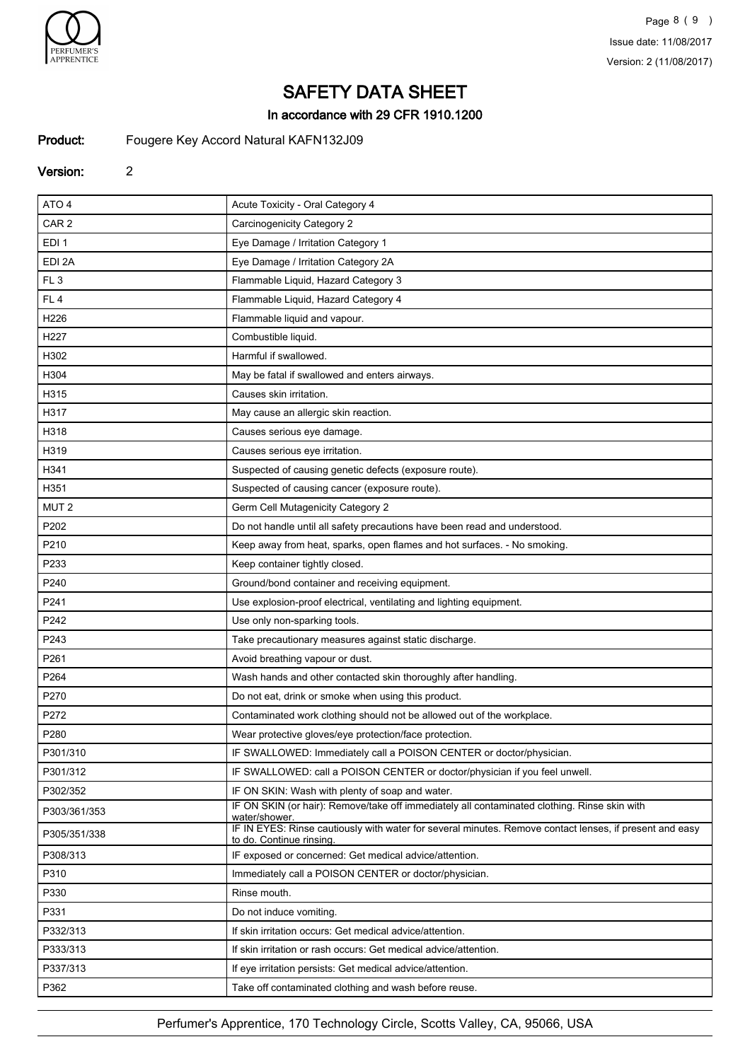# SAFETY DATA SHEET

In accordance with 29 CFR 1910.1200

**Product:** Fougere Key Accord Natural KAFN132J09

**Version:** 2

| | |
|---|---|
| ATO 4 | Acute Toxicity - Oral Category 4 |
| CAR 2 | Carcinogenicity Category 2 |
| EDI 1 | Eye Damage / Irritation Category 1 |
| EDI 2A | Eye Damage / Irritation Category 2A |
| FL 3 | Flammable Liquid, Hazard Category 3 |
| FL 4 | Flammable Liquid, Hazard Category 4 |
| H226 | Flammable liquid and vapour. |
| H227 | Combustible liquid. |
| H302 | Harmful if swallowed. |
| H304 | May be fatal if swallowed and enters airways. |
| H315 | Causes skin irritation. |
| H317 | May cause an allergic skin reaction. |
| H318 | Causes serious eye damage. |
| H319 | Causes serious eye irritation. |
| H341 | Suspected of causing genetic defects (exposure route). |
| H351 | Suspected of causing cancer (exposure route). |
| MUT 2 | Germ Cell Mutagenicity Category 2 |
| P202 | Do not handle until all safety precautions have been read and understood. |
| P210 | Keep away from heat, sparks, open flames and hot surfaces. - No smoking. |
| P233 | Keep container tightly closed. |
| P240 | Ground/bond container and receiving equipment. |
| P241 | Use explosion-proof electrical, ventilating and lighting equipment. |
| P242 | Use only non-sparking tools. |
| P243 | Take precautionary measures against static discharge. |
| P261 | Avoid breathing vapour or dust. |
| P264 | Wash hands and other contacted skin thoroughly after handling. |
| P270 | Do not eat, drink or smoke when using this product. |
| P272 | Contaminated work clothing should not be allowed out of the workplace. |
| P280 | Wear protective gloves/eye protection/face protection. |
| P301/310 | IF SWALLOWED: Immediately call a POISON CENTER or doctor/physician. |
| P301/312 | IF SWALLOWED: call a POISON CENTER or doctor/physician if you feel unwell. |
| P302/352 | IF ON SKIN: Wash with plenty of soap and water. |
| P303/361/353 | IF ON SKIN (or hair): Remove/take off immediately all contaminated clothing. Rinse skin with water/shower. |
| P305/351/338 | IF IN EYES: Rinse cautiously with water for several minutes. Remove contact lenses, if present and easy to do. Continue rinsing. |
| P308/313 | IF exposed or concerned: Get medical advice/attention. |
| P310 | Immediately call a POISON CENTER or doctor/physician. |
| P330 | Rinse mouth. |
| P331 | Do not induce vomiting. |
| P332/313 | If skin irritation occurs: Get medical advice/attention. |
| P333/313 | If skin irritation or rash occurs: Get medical advice/attention. |
| P337/313 | If eye irritation persists: Get medical advice/attention. |
| P362 | Take off contaminated clothing and wash before reuse. |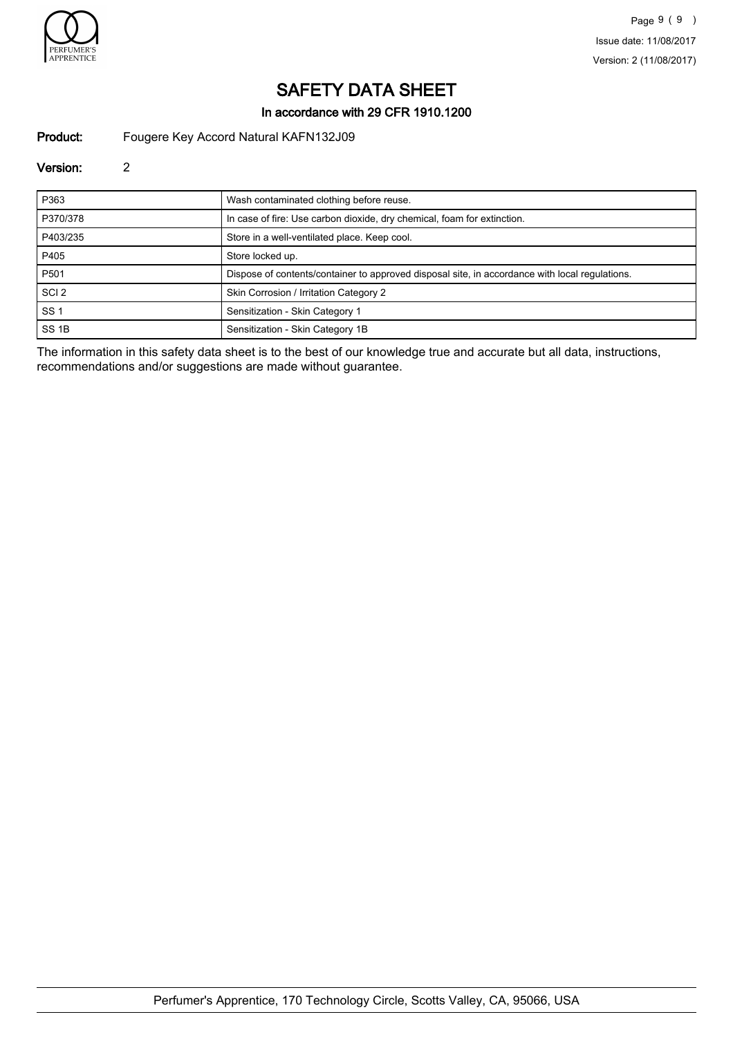# SAFETY DATA SHEET

**In accordance with 29 CFR 1910.1200**

**Product:** Fougere Key Accord Natural KAFN132J09

**Version:** 2

| | |
|---|---|
| P363 | Wash contaminated clothing before reuse. |
| P370/378 | In case of fire: Use carbon dioxide, dry chemical, foam for extinction. |
| P403/235 | Store in a well-ventilated place. Keep cool. |
| P405 | Store locked up. |
| P501 | Dispose of contents/container to approved disposal site, in accordance with local regulations. |
| SCI 2 | Skin Corrosion / Irritation Category 2 |
| SS 1 | Sensitization - Skin Category 1 |
| SS 1B | Sensitization - Skin Category 1B |

The information in this safety data sheet is to the best of our knowledge true and accurate but all data, instructions, recommendations and/or suggestions are made without guarantee.

Perfumer's Apprentice, 170 Technology Circle, Scotts Valley, CA, 95066, USA